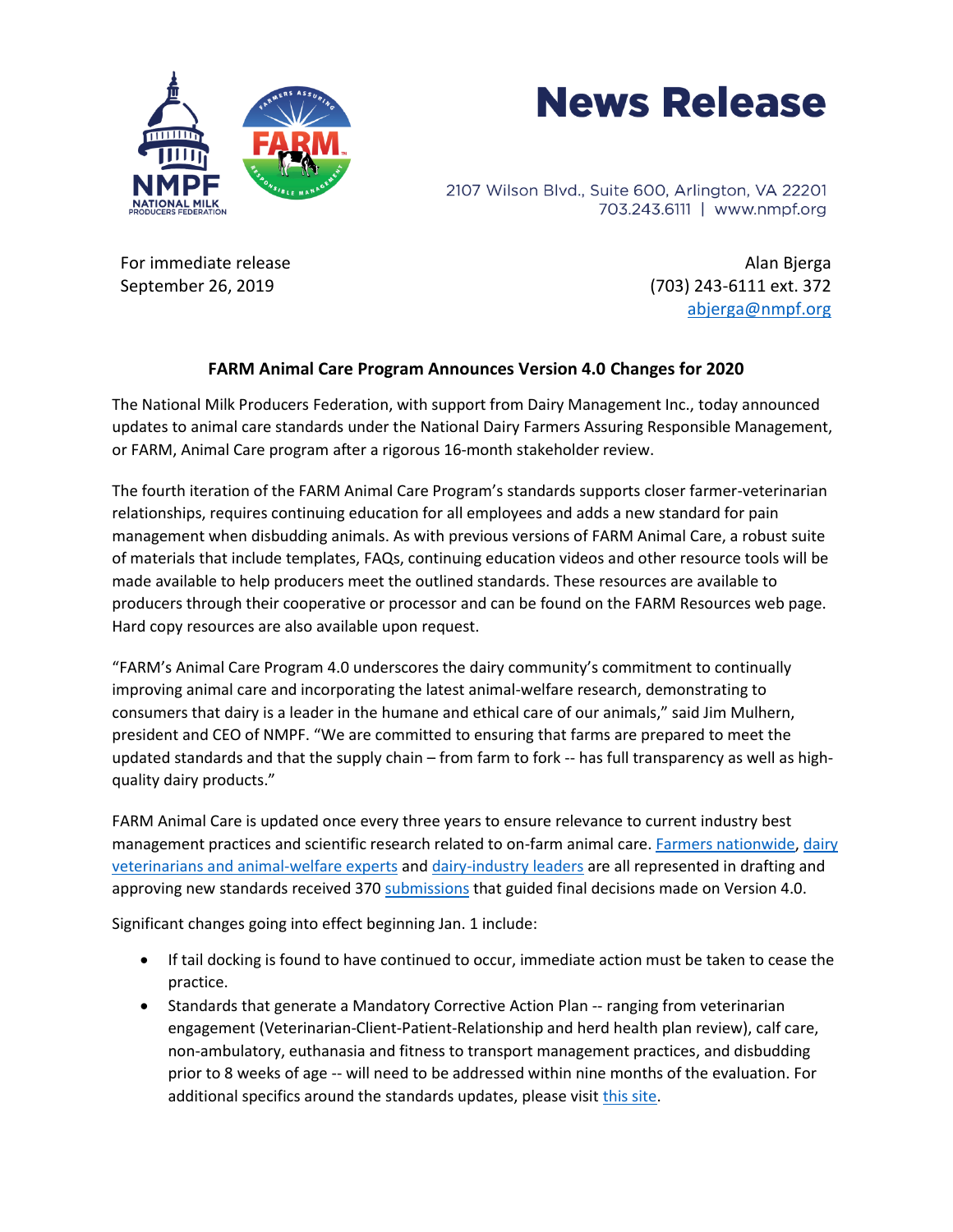NMPF NATIONAL MILK PRODUCERS FEDERATION

FARMERS ASSURING RESPONSIBLE MANAGEMENT FARM™

# News Release

2107 Wilson Blvd., Suite 600, Arlington, VA 22201
703.243.6111 | www.nmpf.org

For immediate release
September 26, 2019

Alan Bjerga
(703) 243-6111 ext. 372
abjerga@nmpf.org

**FARM Animal Care Program Announces Version 4.0 Changes for 2020**

The National Milk Producers Federation, with support from Dairy Management Inc., today announced updates to animal care standards under the National Dairy Farmers Assuring Responsible Management, or FARM, Animal Care program after a rigorous 16-month stakeholder review.

The fourth iteration of the FARM Animal Care Program's standards supports closer farmer-veterinarian relationships, requires continuing education for all employees and adds a new standard for pain management when disbudding animals. As with previous versions of FARM Animal Care, a robust suite of materials that include templates, FAQs, continuing education videos and other resource tools will be made available to help producers meet the outlined standards. These resources are available to producers through their cooperative or processor and can be found on the FARM Resources web page. Hard copy resources are also available upon request.

"FARM's Animal Care Program 4.0 underscores the dairy community's commitment to continually improving animal care and incorporating the latest animal-welfare research, demonstrating to consumers that dairy is a leader in the humane and ethical care of our animals," said Jim Mulhern, president and CEO of NMPF. "We are committed to ensuring that farms are prepared to meet the updated standards and that the supply chain – from farm to fork -- has full transparency as well as high-quality dairy products."

FARM Animal Care is updated once every three years to ensure relevance to current industry best management practices and scientific research related to on-farm animal care. Farmers nationwide, dairy veterinarians and animal-welfare experts and dairy-industry leaders are all represented in drafting and approving new standards received 370 submissions that guided final decisions made on Version 4.0.

Significant changes going into effect beginning Jan. 1 include:

- If tail docking is found to have continued to occur, immediate action must be taken to cease the practice.
- Standards that generate a Mandatory Corrective Action Plan -- ranging from veterinarian engagement (Veterinarian-Client-Patient-Relationship and herd health plan review), calf care, non-ambulatory, euthanasia and fitness to transport management practices, and disbudding prior to 8 weeks of age -- will need to be addressed within nine months of the evaluation. For additional specifics around the standards updates, please visit this site.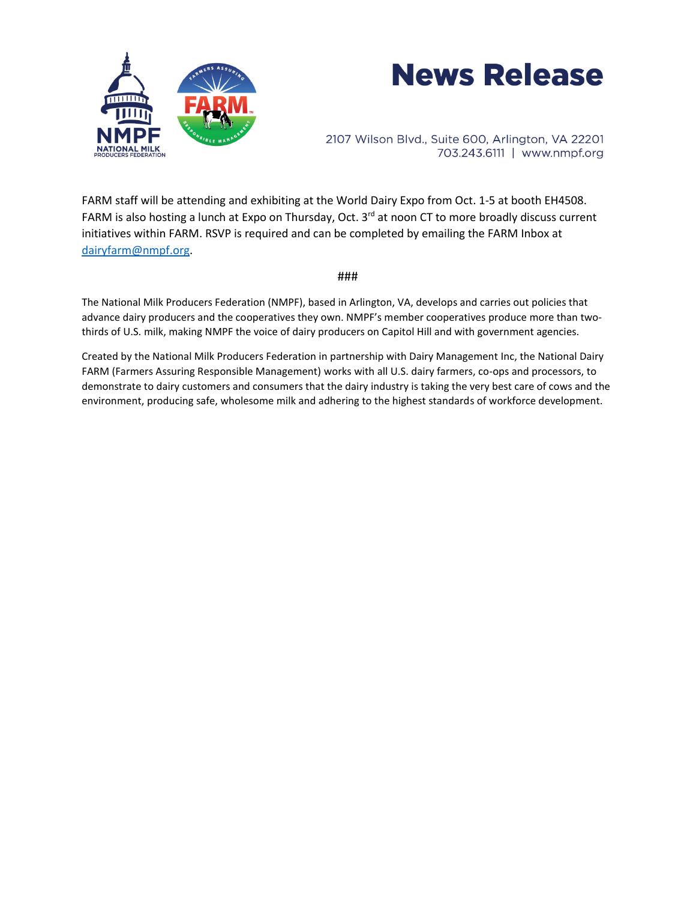# News Release

2107 Wilson Blvd., Suite 600, Arlington, VA 22201
703.243.6111 | www.nmpf.org

FARM staff will be attending and exhibiting at the World Dairy Expo from Oct. 1-5 at booth EH4508. FARM is also hosting a lunch at Expo on Thursday, Oct. 3rd at noon CT to more broadly discuss current initiatives within FARM. RSVP is required and can be completed by emailing the FARM Inbox at dairyfarm@nmpf.org.

###

The National Milk Producers Federation (NMPF), based in Arlington, VA, develops and carries out policies that advance dairy producers and the cooperatives they own. NMPF's member cooperatives produce more than two-thirds of U.S. milk, making NMPF the voice of dairy producers on Capitol Hill and with government agencies.

Created by the National Milk Producers Federation in partnership with Dairy Management Inc, the National Dairy FARM (Farmers Assuring Responsible Management) works with all U.S. dairy farmers, co-ops and processors, to demonstrate to dairy customers and consumers that the dairy industry is taking the very best care of cows and the environment, producing safe, wholesome milk and adhering to the highest standards of workforce development.